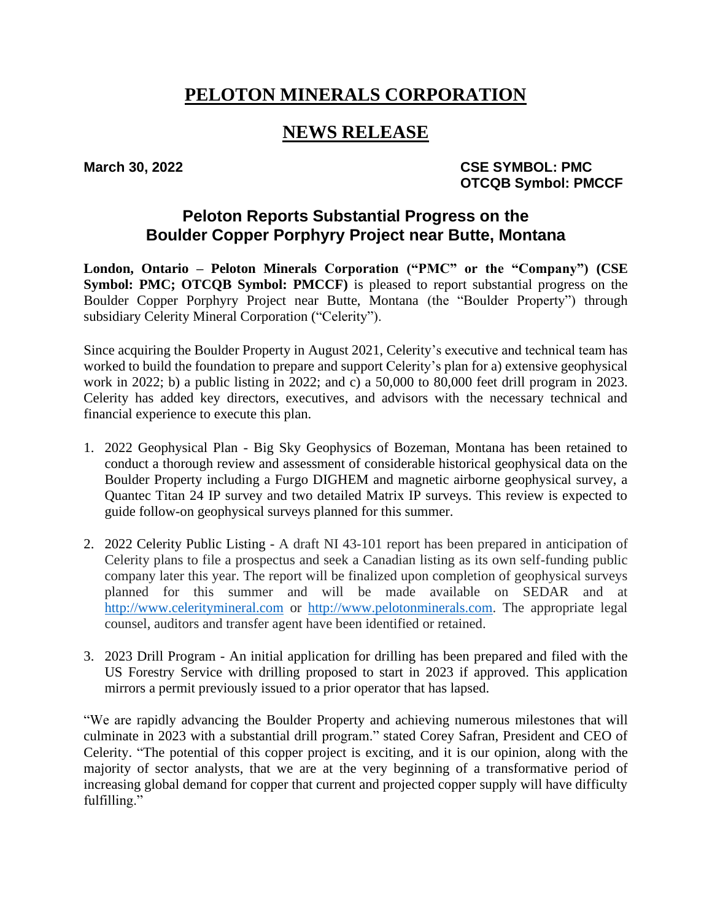# PELOTON MINERALS CORPORATION

# NEWS RELEASE

**March 30, 2022**

**CSE SYMBOL: PMC**
**OTCQB Symbol: PMCCF**

## Peloton Reports Substantial Progress on the Boulder Copper Porphyry Project near Butte, Montana

**London, Ontario – Peloton Minerals Corporation ("PMC" or the "Company") (CSE Symbol: PMC; OTCQB Symbol: PMCCF)** is pleased to report substantial progress on the Boulder Copper Porphyry Project near Butte, Montana (the "Boulder Property") through subsidiary Celerity Mineral Corporation ("Celerity").

Since acquiring the Boulder Property in August 2021, Celerity's executive and technical team has worked to build the foundation to prepare and support Celerity's plan for a) extensive geophysical work in 2022; b) a public listing in 2022; and c) a 50,000 to 80,000 feet drill program in 2023. Celerity has added key directors, executives, and advisors with the necessary technical and financial experience to execute this plan.

1. 2022 Geophysical Plan - Big Sky Geophysics of Bozeman, Montana has been retained to conduct a thorough review and assessment of considerable historical geophysical data on the Boulder Property including a Furgo DIGHEM and magnetic airborne geophysical survey, a Quantec Titan 24 IP survey and two detailed Matrix IP surveys. This review is expected to guide follow-on geophysical surveys planned for this summer.

2. 2022 Celerity Public Listing - A draft NI 43-101 report has been prepared in anticipation of Celerity plans to file a prospectus and seek a Canadian listing as its own self-funding public company later this year. The report will be finalized upon completion of geophysical surveys planned for this summer and will be made available on SEDAR and at http://www.celeritymineral.com or http://www.pelotonminerals.com. The appropriate legal counsel, auditors and transfer agent have been identified or retained.

3. 2023 Drill Program - An initial application for drilling has been prepared and filed with the US Forestry Service with drilling proposed to start in 2023 if approved. This application mirrors a permit previously issued to a prior operator that has lapsed.

"We are rapidly advancing the Boulder Property and achieving numerous milestones that will culminate in 2023 with a substantial drill program." stated Corey Safran, President and CEO of Celerity. "The potential of this copper project is exciting, and it is our opinion, along with the majority of sector analysts, that we are at the very beginning of a transformative period of increasing global demand for copper that current and projected copper supply will have difficulty fulfilling."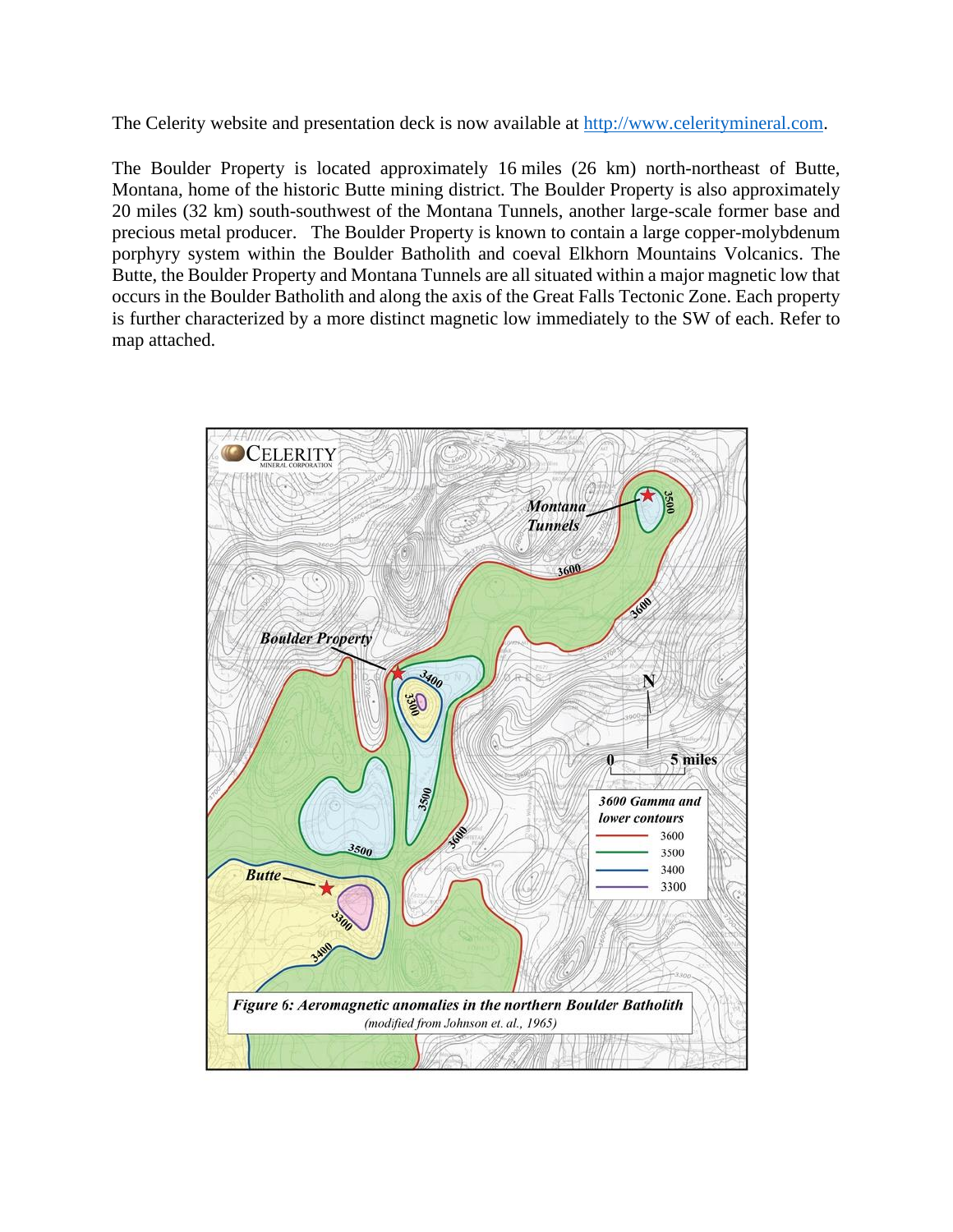The Celerity website and presentation deck is now available at http://www.celeritymineral.com.

The Boulder Property is located approximately 16 miles (26 km) north-northeast of Butte, Montana, home of the historic Butte mining district. The Boulder Property is also approximately 20 miles (32 km) south-southwest of the Montana Tunnels, another large-scale former base and precious metal producer. The Boulder Property is known to contain a large copper-molybdenum porphyry system within the Boulder Batholith and coeval Elkhorn Mountains Volcanics. The Butte, the Boulder Property and Montana Tunnels are all situated within a major magnetic low that occurs in the Boulder Batholith and along the axis of the Great Falls Tectonic Zone. Each property is further characterized by a more distinct magnetic low immediately to the SW of each. Refer to map attached.

***Figure 6: Aeromagnetic anomalies in the northern Boulder Batholith***
*(modified from Johnson et. al., 1965)*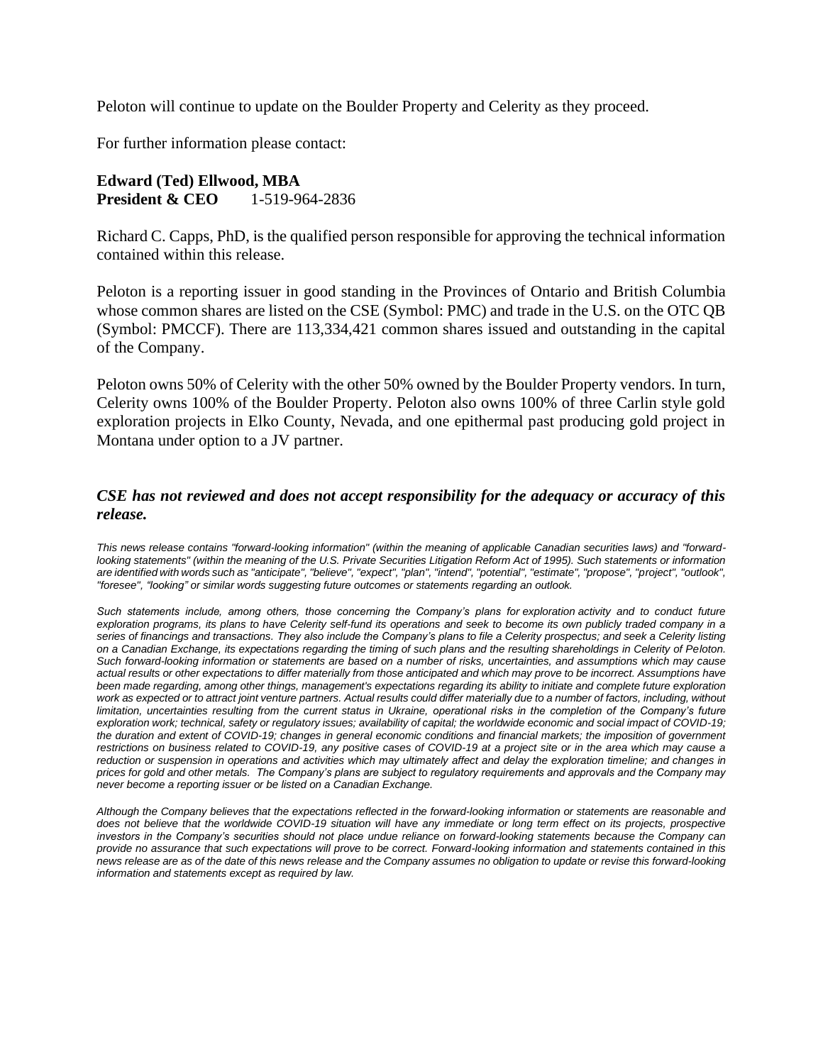Peloton will continue to update on the Boulder Property and Celerity as they proceed.

For further information please contact:

**Edward (Ted) Ellwood, MBA**
**President & CEO** 1-519-964-2836

Richard C. Capps, PhD, is the qualified person responsible for approving the technical information contained within this release.

Peloton is a reporting issuer in good standing in the Provinces of Ontario and British Columbia whose common shares are listed on the CSE (Symbol: PMC) and trade in the U.S. on the OTC QB (Symbol: PMCCF). There are 113,334,421 common shares issued and outstanding in the capital of the Company.

Peloton owns 50% of Celerity with the other 50% owned by the Boulder Property vendors. In turn, Celerity owns 100% of the Boulder Property. Peloton also owns 100% of three Carlin style gold exploration projects in Elko County, Nevada, and one epithermal past producing gold project in Montana under option to a JV partner.

***CSE has not reviewed and does not accept responsibility for the adequacy or accuracy of this release.***

*This news release contains "forward-looking information" (within the meaning of applicable Canadian securities laws) and "forward-looking statements" (within the meaning of the U.S. Private Securities Litigation Reform Act of 1995). Such statements or information are identified with words such as "anticipate", "believe", "expect", "plan", "intend", "potential", "estimate", "propose", "project", "outlook", "foresee", "looking" or similar words suggesting future outcomes or statements regarding an outlook.*

*Such statements include, among others, those concerning the Company's plans for exploration activity and to conduct future exploration programs, its plans to have Celerity self-fund its operations and seek to become its own publicly traded company in a series of financings and transactions. They also include the Company's plans to file a Celerity prospectus; and seek a Celerity listing on a Canadian Exchange, its expectations regarding the timing of such plans and the resulting shareholdings in Celerity of Peloton. Such forward-looking information or statements are based on a number of risks, uncertainties, and assumptions which may cause actual results or other expectations to differ materially from those anticipated and which may prove to be incorrect. Assumptions have been made regarding, among other things, management's expectations regarding its ability to initiate and complete future exploration work as expected or to attract joint venture partners. Actual results could differ materially due to a number of factors, including, without limitation, uncertainties resulting from the current status in Ukraine, operational risks in the completion of the Company's future exploration work; technical, safety or regulatory issues; availability of capital; the worldwide economic and social impact of COVID-19; the duration and extent of COVID-19; changes in general economic conditions and financial markets; the imposition of government restrictions on business related to COVID-19, any positive cases of COVID-19 at a project site or in the area which may cause a reduction or suspension in operations and activities which may ultimately affect and delay the exploration timeline; and changes in prices for gold and other metals. The Company's plans are subject to regulatory requirements and approvals and the Company may never become a reporting issuer or be listed on a Canadian Exchange.*

*Although the Company believes that the expectations reflected in the forward-looking information or statements are reasonable and does not believe that the worldwide COVID-19 situation will have any immediate or long term effect on its projects, prospective investors in the Company's securities should not place undue reliance on forward-looking statements because the Company can provide no assurance that such expectations will prove to be correct. Forward-looking information and statements contained in this news release are as of the date of this news release and the Company assumes no obligation to update or revise this forward-looking information and statements except as required by law.*